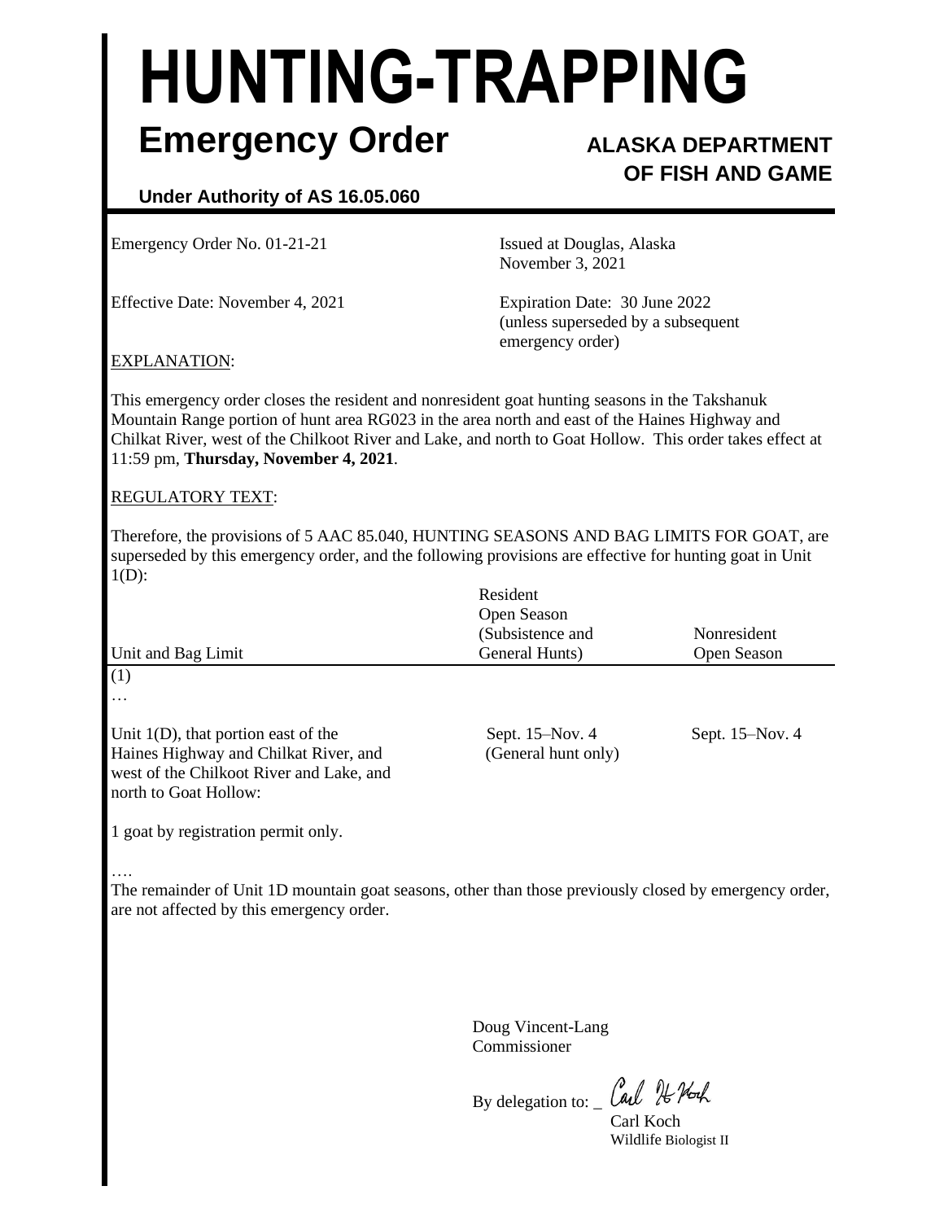# HUNTING-TRAPPING

## Emergency Order

**ALASKA DEPARTMENT OF FISH AND GAME**

**Under Authority of AS 16.05.060**

Emergency Order No. 01-21-21

Issued at Douglas, Alaska
November 3, 2021

Effective Date: November 4, 2021

Expiration Date: 30 June 2022
(unless superseded by a subsequent emergency order)

EXPLANATION:

This emergency order closes the resident and nonresident goat hunting seasons in the Takshanuk Mountain Range portion of hunt area RG023 in the area north and east of the Haines Highway and Chilkat River, west of the Chilkoot River and Lake, and north to Goat Hollow. This order takes effect at 11:59 pm, **Thursday, November 4, 2021**.

REGULATORY TEXT:

Therefore, the provisions of 5 AAC 85.040, HUNTING SEASONS AND BAG LIMITS FOR GOAT, are superseded by this emergency order, and the following provisions are effective for hunting goat in Unit 1(D):

| Unit and Bag Limit | Resident Open Season (Subsistence and General Hunts) | Nonresident Open Season |
|---|---|---|
| (1) | | |
| … | | |
| Unit 1(D), that portion east of the Haines Highway and Chilkat River, and west of the Chilkoot River and Lake, and north to Goat Hollow: | Sept. 15–Nov. 4 (General hunt only) | Sept. 15–Nov. 4 |
| 1 goat by registration permit only. | | |

….

The remainder of Unit 1D mountain goat seasons, other than those previously closed by emergency order, are not affected by this emergency order.

Doug Vincent-Lang
Commissioner

By delegation to: _Carl H Koch_
Carl Koch
Wildlife Biologist II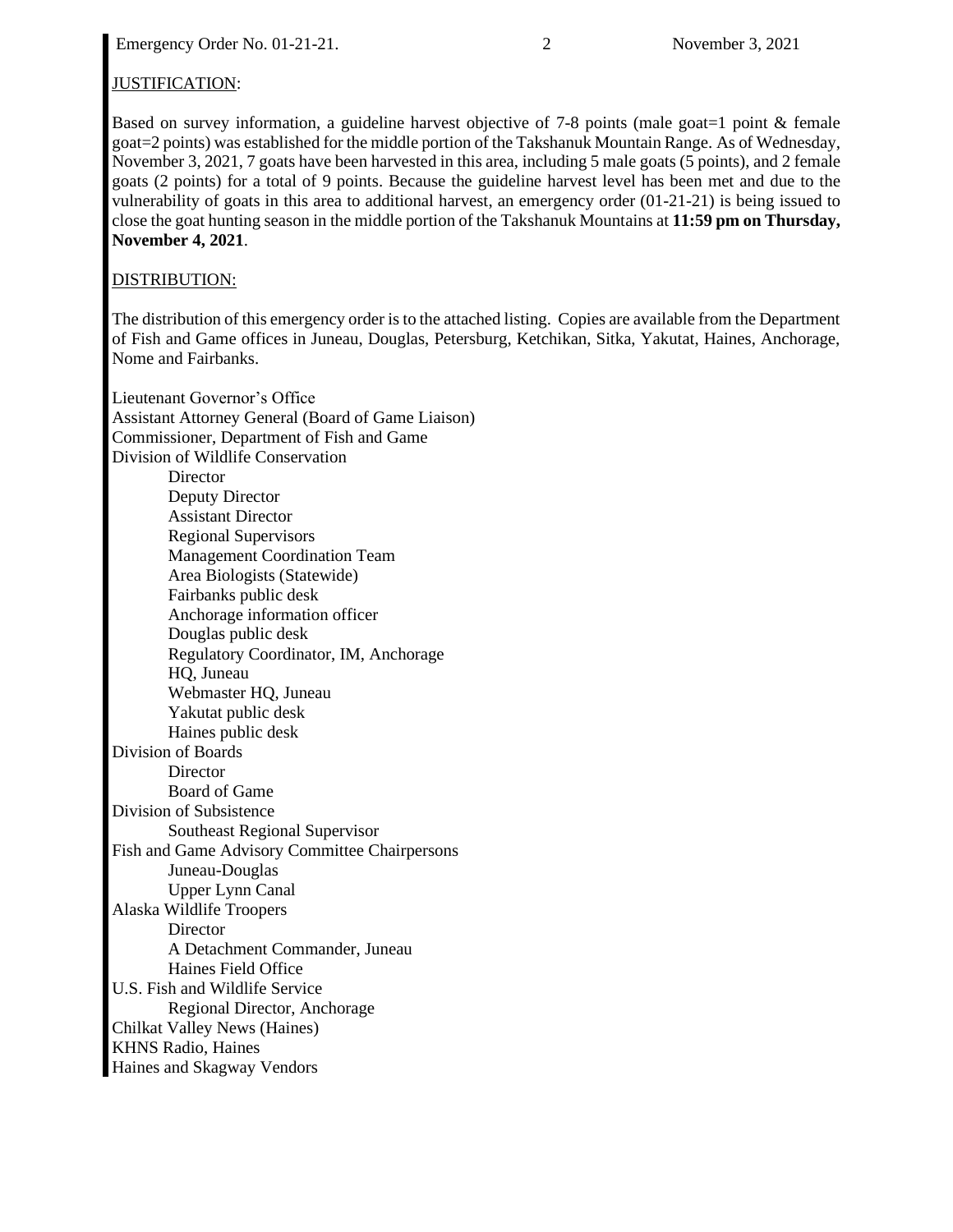JUSTIFICATION:

Based on survey information, a guideline harvest objective of 7-8 points (male goat=1 point & female goat=2 points) was established for the middle portion of the Takshanuk Mountain Range. As of Wednesday, November 3, 2021, 7 goats have been harvested in this area, including 5 male goats (5 points), and 2 female goats (2 points) for a total of 9 points. Because the guideline harvest level has been met and due to the vulnerability of goats in this area to additional harvest, an emergency order (01-21-21) is being issued to close the goat hunting season in the middle portion of the Takshanuk Mountains at **11:59 pm on Thursday, November 4, 2021**.

DISTRIBUTION:

The distribution of this emergency order is to the attached listing. Copies are available from the Department of Fish and Game offices in Juneau, Douglas, Petersburg, Ketchikan, Sitka, Yakutat, Haines, Anchorage, Nome and Fairbanks.

Lieutenant Governor's Office
Assistant Attorney General (Board of Game Liaison)
Commissioner, Department of Fish and Game
Division of Wildlife Conservation
- Director
- Deputy Director
- Assistant Director
- Regional Supervisors
- Management Coordination Team
- Area Biologists (Statewide)
- Fairbanks public desk
- Anchorage information officer
- Douglas public desk
- Regulatory Coordinator, IM, Anchorage
- HQ, Juneau
- Webmaster HQ, Juneau
- Yakutat public desk
- Haines public desk

Division of Boards
- Director
- Board of Game

Division of Subsistence
- Southeast Regional Supervisor

Fish and Game Advisory Committee Chairpersons
- Juneau-Douglas
- Upper Lynn Canal

Alaska Wildlife Troopers
- Director
- A Detachment Commander, Juneau
- Haines Field Office

U.S. Fish and Wildlife Service
- Regional Director, Anchorage

Chilkat Valley News (Haines)
KHNS Radio, Haines
Haines and Skagway Vendors